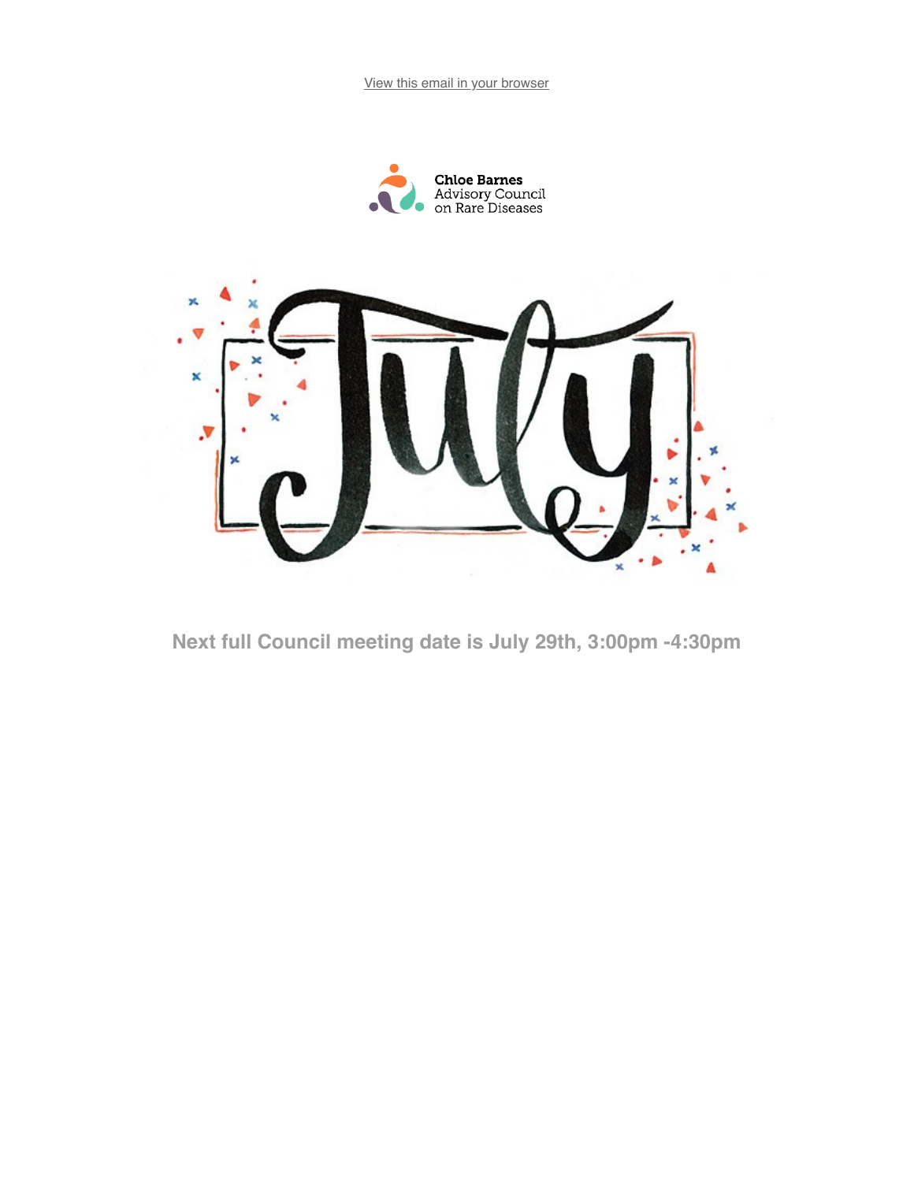View this email in your browser

Chloe Barnes Advisory Council on Rare Diseases

July

**Next full Council meeting date is July 29th, 3:00pm -4:30pm**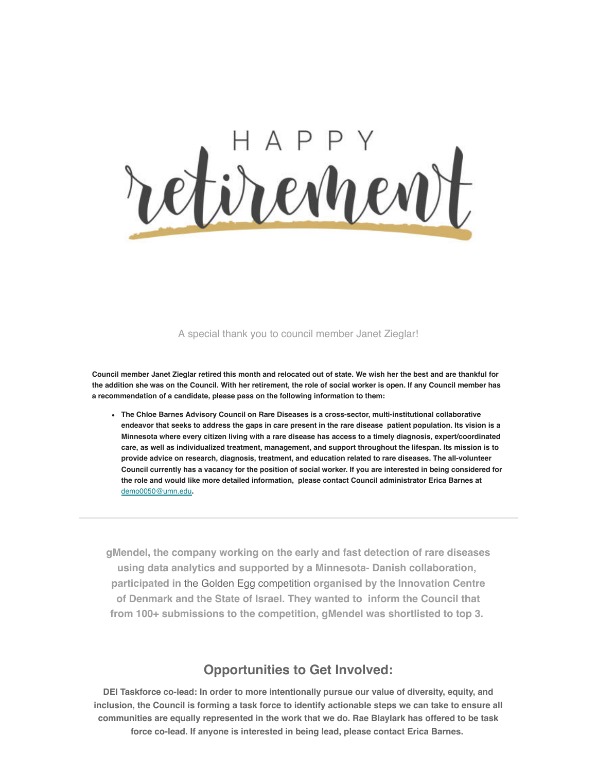HAPPY retirement

A special thank you to council member Janet Zieglar!

**Council member Janet Zieglar retired this month and relocated out of state. We wish her the best and are thankful for the addition she was on the Council. With her retirement, the role of social worker is open. If any Council member has a recommendation of a candidate, please pass on the following information to them:**

- **The Chloe Barnes Advisory Council on Rare Diseases is a cross-sector, multi-institutional collaborative endeavor that seeks to address the gaps in care present in the rare disease patient population. Its vision is a Minnesota where every citizen living with a rare disease has access to a timely diagnosis, expert/coordinated care, as well as individualized treatment, management, and support throughout the lifespan. Its mission is to provide advice on research, diagnosis, treatment, and education related to rare diseases. The all-volunteer Council currently has a vacancy for the position of social worker. If you are interested in being considered for the role and would like more detailed information, please contact Council administrator Erica Barnes at [demo0050@umn.edu](mailto:demo0050@umn.edu).**

---

**gMendel, the company working on the early and fast detection of rare diseases using data analytics and supported by a Minnesota- Danish collaboration, participated in the Golden Egg competition organised by the Innovation Centre of Denmark and the State of Israel. They wanted to inform the Council that from 100+ submissions to the competition, gMendel was shortlisted to top 3.**

## Opportunities to Get Involved:

**DEI Taskforce co-lead: In order to more intentionally pursue our value of diversity, equity, and inclusion, the Council is forming a task force to identify actionable steps we can take to ensure all communities are equally represented in the work that we do. Rae Blaylark has offered to be task force co-lead. If anyone is interested in being lead, please contact Erica Barnes.**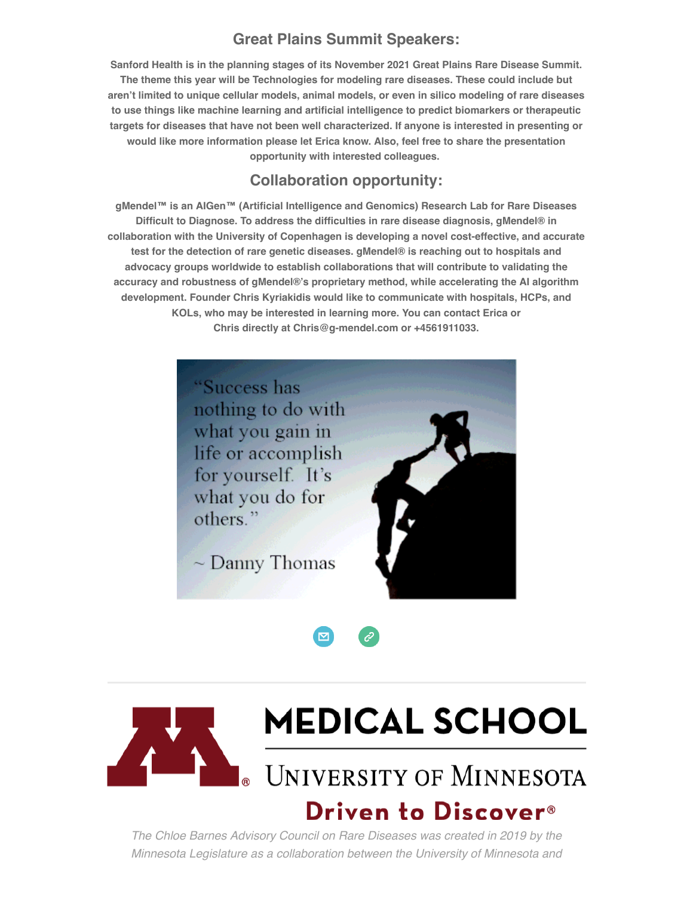## Great Plains Summit Speakers:

**Sanford Health is in the planning stages of its November 2021 Great Plains Rare Disease Summit. The theme this year will be Technologies for modeling rare diseases. These could include but aren't limited to unique cellular models, animal models, or even in silico modeling of rare diseases to use things like machine learning and artificial intelligence to predict biomarkers or therapeutic targets for diseases that have not been well characterized. If anyone is interested in presenting or would like more information please let Erica know. Also, feel free to share the presentation opportunity with interested colleagues.**

## Collaboration opportunity:

**gMendel™ is an AIGen™ (Artificial Intelligence and Genomics) Research Lab for Rare Diseases Difficult to Diagnose. To address the difficulties in rare disease diagnosis, gMendel® in collaboration with the University of Copenhagen is developing a novel cost-effective, and accurate test for the detection of rare genetic diseases. gMendel® is reaching out to hospitals and advocacy groups worldwide to establish collaborations that will contribute to validating the accuracy and robustness of gMendel®'s proprietary method, while accelerating the AI algorithm development. Founder Chris Kyriakidis would like to communicate with hospitals, HCPs, and KOLs, who may be interested in learning more. You can contact Erica or Chris directly at Chris@g-mendel.com or +4561911033.**

"Success has nothing to do with what you gain in life or accomplish for yourself. It's what you do for others."

~ Danny Thomas

MEDICAL SCHOOL

UNIVERSITY OF MINNESOTA

Driven to Discover®

*The Chloe Barnes Advisory Council on Rare Diseases was created in 2019 by the Minnesota Legislature as a collaboration between the University of Minnesota and*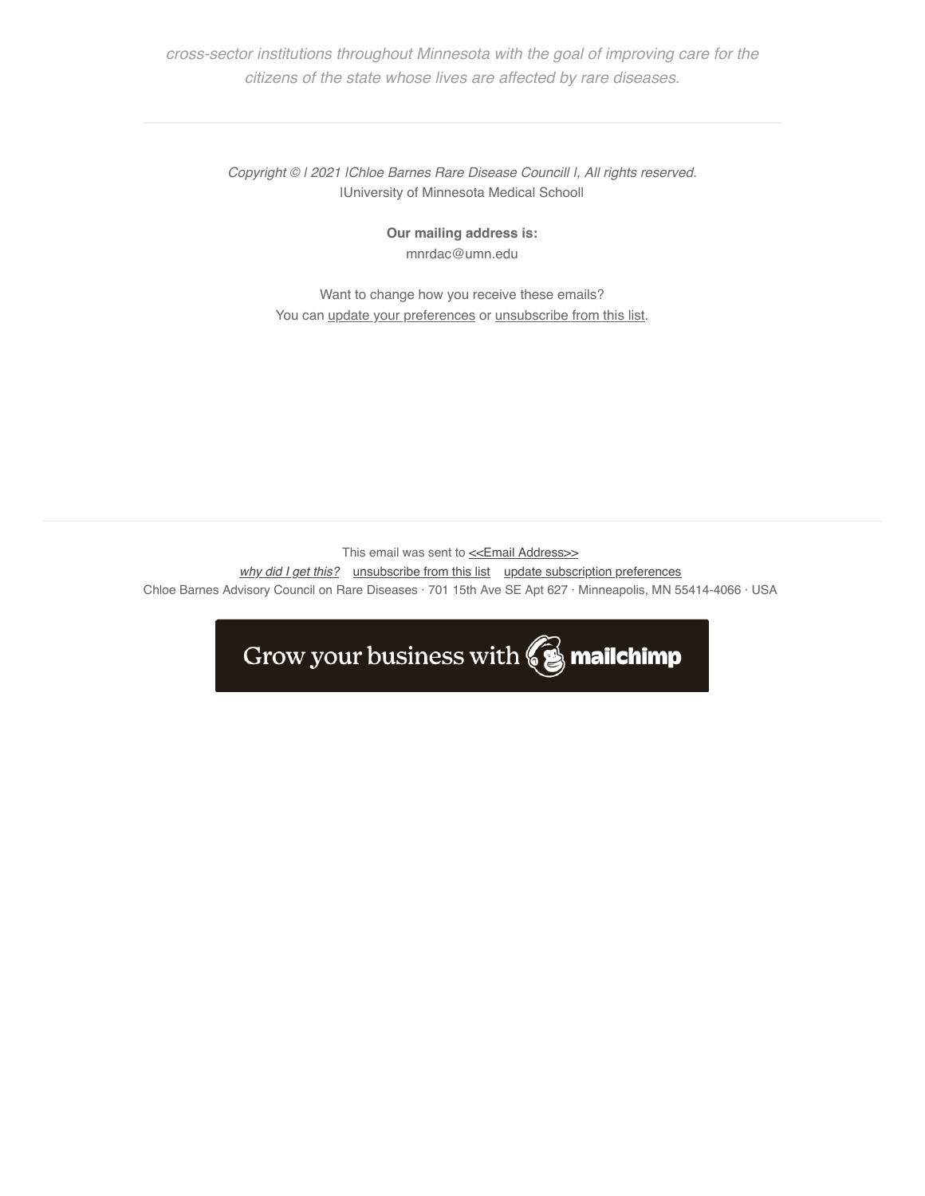*cross-sector institutions throughout Minnesota with the goal of improving care for the citizens of the state whose lives are affected by rare diseases.*

---

*Copyright © | 2021 |Chloe Barnes Rare Disease Council| |, All rights reserved.*
|University of Minnesota Medical School|

**Our mailing address is:**
mnrdac@umn.edu

Want to change how you receive these emails?
You can update your preferences or unsubscribe from this list.

---

This email was sent to <<Email Address>>
*why did I get this?* unsubscribe from this list update subscription preferences
Chloe Barnes Advisory Council on Rare Diseases · 701 15th Ave SE Apt 627 · Minneapolis, MN 55414-4066 · USA

Grow your business with mailchimp